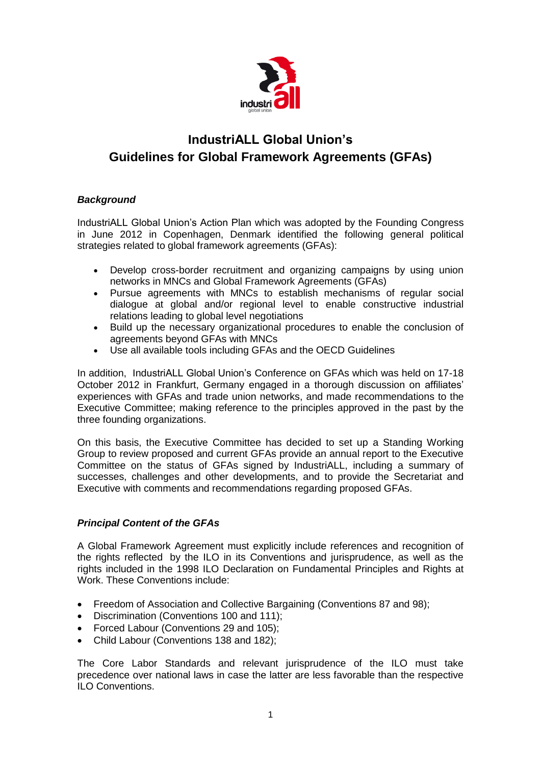# IndustriALL Global Union's Guidelines for Global Framework Agreements (GFAs)

### *Background*

IndustriALL Global Union's Action Plan which was adopted by the Founding Congress in June 2012 in Copenhagen, Denmark identified the following general political strategies related to global framework agreements (GFAs):

- Develop cross-border recruitment and organizing campaigns by using union networks in MNCs and Global Framework Agreements (GFAs)
- Pursue agreements with MNCs to establish mechanisms of regular social dialogue at global and/or regional level to enable constructive industrial relations leading to global level negotiations
- Build up the necessary organizational procedures to enable the conclusion of agreements beyond GFAs with MNCs
- Use all available tools including GFAs and the OECD Guidelines

In addition, IndustriALL Global Union's Conference on GFAs which was held on 17-18 October 2012 in Frankfurt, Germany engaged in a thorough discussion on affiliates' experiences with GFAs and trade union networks, and made recommendations to the Executive Committee; making reference to the principles approved in the past by the three founding organizations.

On this basis, the Executive Committee has decided to set up a Standing Working Group to review proposed and current GFAs provide an annual report to the Executive Committee on the status of GFAs signed by IndustriALL, including a summary of successes, challenges and other developments, and to provide the Secretariat and Executive with comments and recommendations regarding proposed GFAs.

### *Principal Content of the GFAs*

A Global Framework Agreement must explicitly include references and recognition of the rights reflected by the ILO in its Conventions and jurisprudence, as well as the rights included in the 1998 ILO Declaration on Fundamental Principles and Rights at Work. These Conventions include:

- Freedom of Association and Collective Bargaining (Conventions 87 and 98);
- Discrimination (Conventions 100 and 111);
- Forced Labour (Conventions 29 and 105);
- Child Labour (Conventions 138 and 182);

The Core Labor Standards and relevant jurisprudence of the ILO must take precedence over national laws in case the latter are less favorable than the respective ILO Conventions.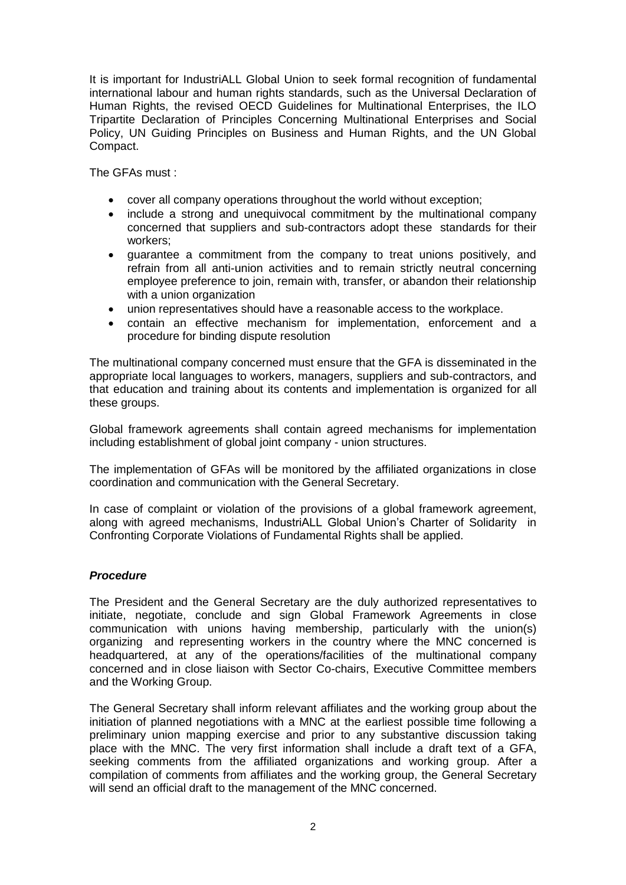It is important for IndustriALL Global Union to seek formal recognition of fundamental international labour and human rights standards, such as the Universal Declaration of Human Rights, the revised OECD Guidelines for Multinational Enterprises, the ILO Tripartite Declaration of Principles Concerning Multinational Enterprises and Social Policy, UN Guiding Principles on Business and Human Rights, and the UN Global Compact.

The GFAs must :

- cover all company operations throughout the world without exception;
- include a strong and unequivocal commitment by the multinational company concerned that suppliers and sub-contractors adopt these standards for their workers;
- guarantee a commitment from the company to treat unions positively, and refrain from all anti-union activities and to remain strictly neutral concerning employee preference to join, remain with, transfer, or abandon their relationship with a union organization
- union representatives should have a reasonable access to the workplace.
- contain an effective mechanism for implementation, enforcement and a procedure for binding dispute resolution

The multinational company concerned must ensure that the GFA is disseminated in the appropriate local languages to workers, managers, suppliers and sub-contractors, and that education and training about its contents and implementation is organized for all these groups.

Global framework agreements shall contain agreed mechanisms for implementation including establishment of global joint company - union structures.

The implementation of GFAs will be monitored by the affiliated organizations in close coordination and communication with the General Secretary.

In case of complaint or violation of the provisions of a global framework agreement, along with agreed mechanisms, IndustriALL Global Union's Charter of Solidarity in Confronting Corporate Violations of Fundamental Rights shall be applied.

***Procedure***

The President and the General Secretary are the duly authorized representatives to initiate, negotiate, conclude and sign Global Framework Agreements in close communication with unions having membership, particularly with the union(s) organizing and representing workers in the country where the MNC concerned is headquartered, at any of the operations/facilities of the multinational company concerned and in close liaison with Sector Co-chairs, Executive Committee members and the Working Group.

The General Secretary shall inform relevant affiliates and the working group about the initiation of planned negotiations with a MNC at the earliest possible time following a preliminary union mapping exercise and prior to any substantive discussion taking place with the MNC. The very first information shall include a draft text of a GFA, seeking comments from the affiliated organizations and working group. After a compilation of comments from affiliates and the working group, the General Secretary will send an official draft to the management of the MNC concerned.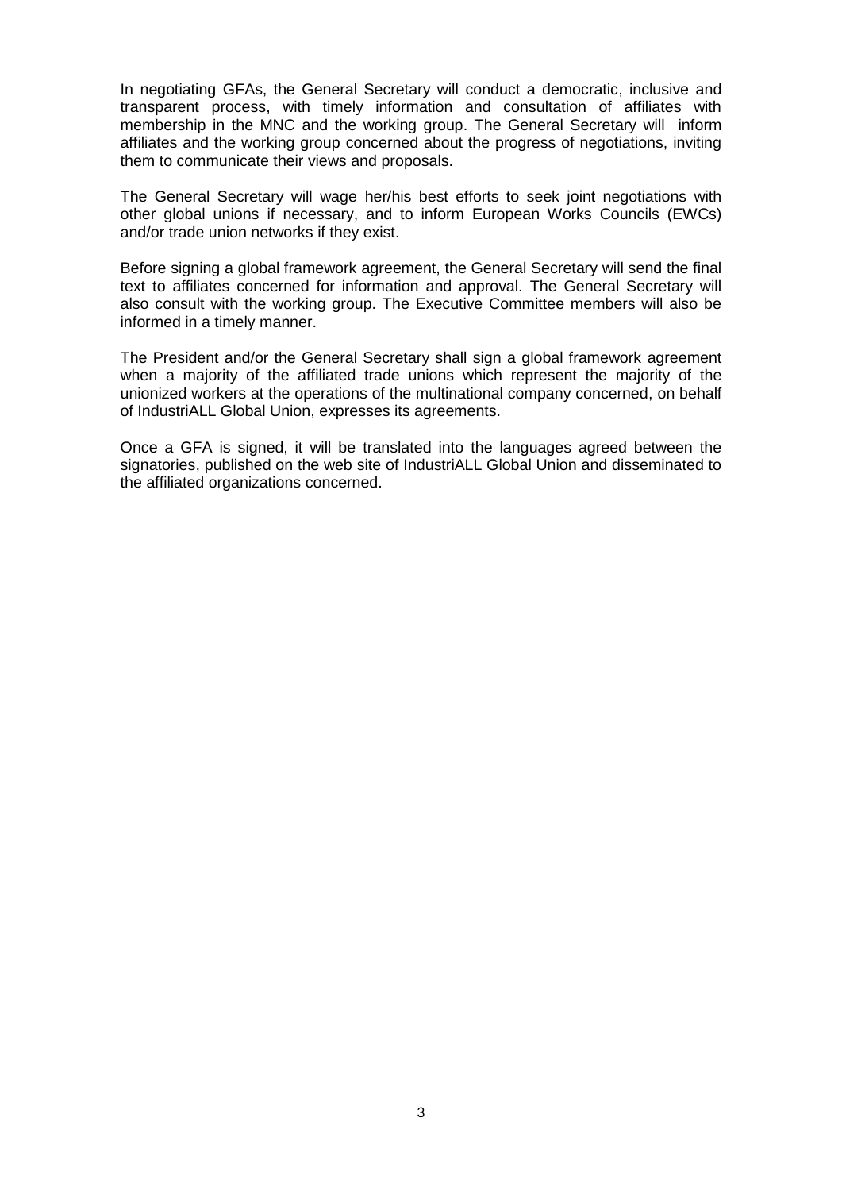In negotiating GFAs, the General Secretary will conduct a democratic, inclusive and transparent process, with timely information and consultation of affiliates with membership in the MNC and the working group. The General Secretary will inform affiliates and the working group concerned about the progress of negotiations, inviting them to communicate their views and proposals.

The General Secretary will wage her/his best efforts to seek joint negotiations with other global unions if necessary, and to inform European Works Councils (EWCs) and/or trade union networks if they exist.

Before signing a global framework agreement, the General Secretary will send the final text to affiliates concerned for information and approval. The General Secretary will also consult with the working group. The Executive Committee members will also be informed in a timely manner.

The President and/or the General Secretary shall sign a global framework agreement when a majority of the affiliated trade unions which represent the majority of the unionized workers at the operations of the multinational company concerned, on behalf of IndustriALL Global Union, expresses its agreements.

Once a GFA is signed, it will be translated into the languages agreed between the signatories, published on the web site of IndustriALL Global Union and disseminated to the affiliated organizations concerned.